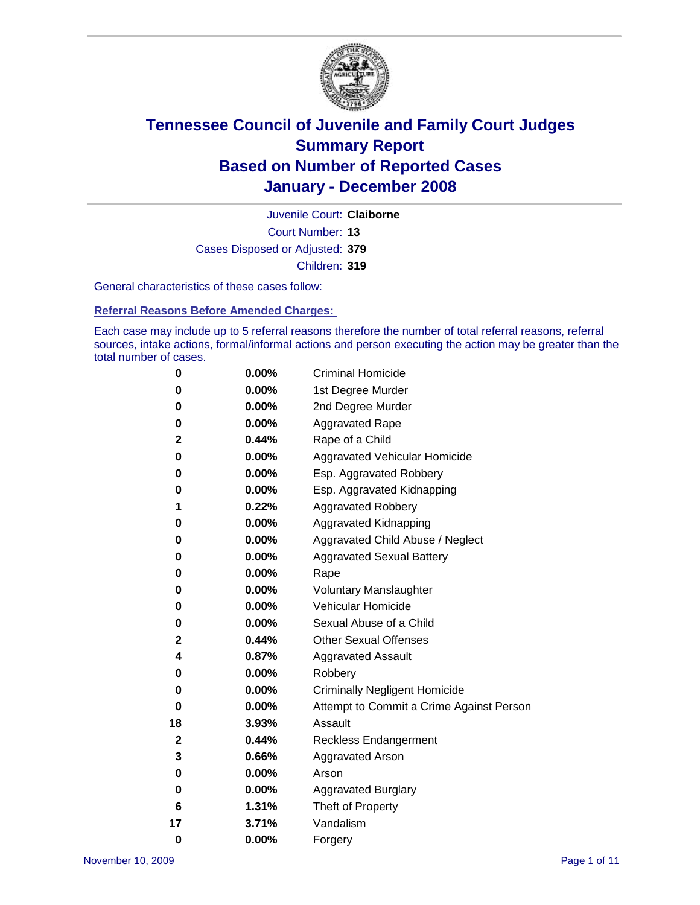# Tennessee Council of Juvenile and Family Court Judges
# Summary Report
# Based on Number of Reported Cases
# January - December 2008

Juvenile Court: **Claiborne**

Court Number: **13**

Cases Disposed or Adjusted: **379**

Children: **319**

General characteristics of these cases follow:

**Referral Reasons Before Amended Charges:**

Each case may include up to 5 referral reasons therefore the number of total referral reasons, referral sources, intake actions, formal/informal actions and person executing the action may be greater than the total number of cases.

| | | |
|---|---|---|
| 0 | 0.00% | Criminal Homicide |
| 0 | 0.00% | 1st Degree Murder |
| 0 | 0.00% | 2nd Degree Murder |
| 0 | 0.00% | Aggravated Rape |
| 2 | 0.44% | Rape of a Child |
| 0 | 0.00% | Aggravated Vehicular Homicide |
| 0 | 0.00% | Esp. Aggravated Robbery |
| 0 | 0.00% | Esp. Aggravated Kidnapping |
| 1 | 0.22% | Aggravated Robbery |
| 0 | 0.00% | Aggravated Kidnapping |
| 0 | 0.00% | Aggravated Child Abuse / Neglect |
| 0 | 0.00% | Aggravated Sexual Battery |
| 0 | 0.00% | Rape |
| 0 | 0.00% | Voluntary Manslaughter |
| 0 | 0.00% | Vehicular Homicide |
| 0 | 0.00% | Sexual Abuse of a Child |
| 2 | 0.44% | Other Sexual Offenses |
| 4 | 0.87% | Aggravated Assault |
| 0 | 0.00% | Robbery |
| 0 | 0.00% | Criminally Negligent Homicide |
| 0 | 0.00% | Attempt to Commit a Crime Against Person |
| 18 | 3.93% | Assault |
| 2 | 0.44% | Reckless Endangerment |
| 3 | 0.66% | Aggravated Arson |
| 0 | 0.00% | Arson |
| 0 | 0.00% | Aggravated Burglary |
| 6 | 1.31% | Theft of Property |
| 17 | 3.71% | Vandalism |
| 0 | 0.00% | Forgery |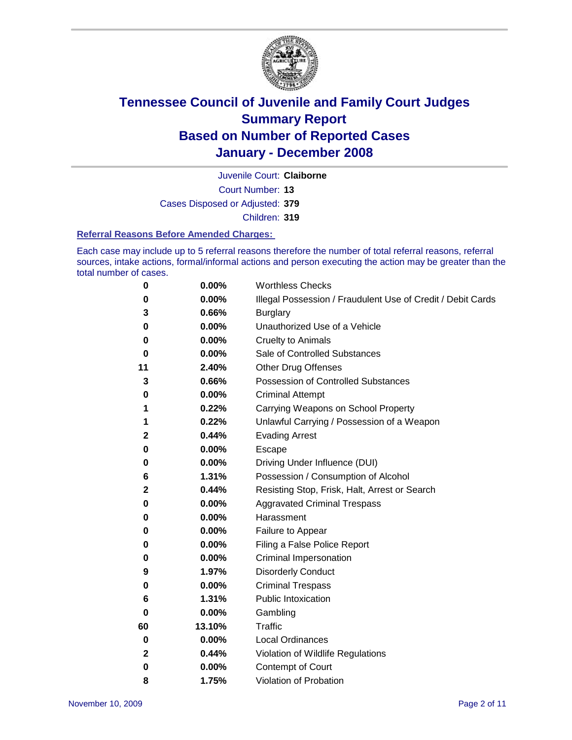# Tennessee Council of Juvenile and Family Court Judges
## Summary Report
## Based on Number of Reported Cases
## January - December 2008

Juvenile Court: **Claiborne**

Court Number: **13**

Cases Disposed or Adjusted: **379**

Children: **319**

### Referral Reasons Before Amended Charges:

Each case may include up to 5 referral reasons therefore the number of total referral reasons, referral sources, intake actions, formal/informal actions and person executing the action may be greater than the total number of cases.

| Count | Percent | Referral Reason |
|---|---|---|
| 0 | 0.00% | Worthless Checks |
| 0 | 0.00% | Illegal Possession / Fraudulent Use of Credit / Debit Cards |
| 3 | 0.66% | Burglary |
| 0 | 0.00% | Unauthorized Use of a Vehicle |
| 0 | 0.00% | Cruelty to Animals |
| 0 | 0.00% | Sale of Controlled Substances |
| 11 | 2.40% | Other Drug Offenses |
| 3 | 0.66% | Possession of Controlled Substances |
| 0 | 0.00% | Criminal Attempt |
| 1 | 0.22% | Carrying Weapons on School Property |
| 1 | 0.22% | Unlawful Carrying / Possession of a Weapon |
| 2 | 0.44% | Evading Arrest |
| 0 | 0.00% | Escape |
| 0 | 0.00% | Driving Under Influence (DUI) |
| 6 | 1.31% | Possession / Consumption of Alcohol |
| 2 | 0.44% | Resisting Stop, Frisk, Halt, Arrest or Search |
| 0 | 0.00% | Aggravated Criminal Trespass |
| 0 | 0.00% | Harassment |
| 0 | 0.00% | Failure to Appear |
| 0 | 0.00% | Filing a False Police Report |
| 0 | 0.00% | Criminal Impersonation |
| 9 | 1.97% | Disorderly Conduct |
| 0 | 0.00% | Criminal Trespass |
| 6 | 1.31% | Public Intoxication |
| 0 | 0.00% | Gambling |
| 60 | 13.10% | Traffic |
| 0 | 0.00% | Local Ordinances |
| 2 | 0.44% | Violation of Wildlife Regulations |
| 0 | 0.00% | Contempt of Court |
| 8 | 1.75% | Violation of Probation |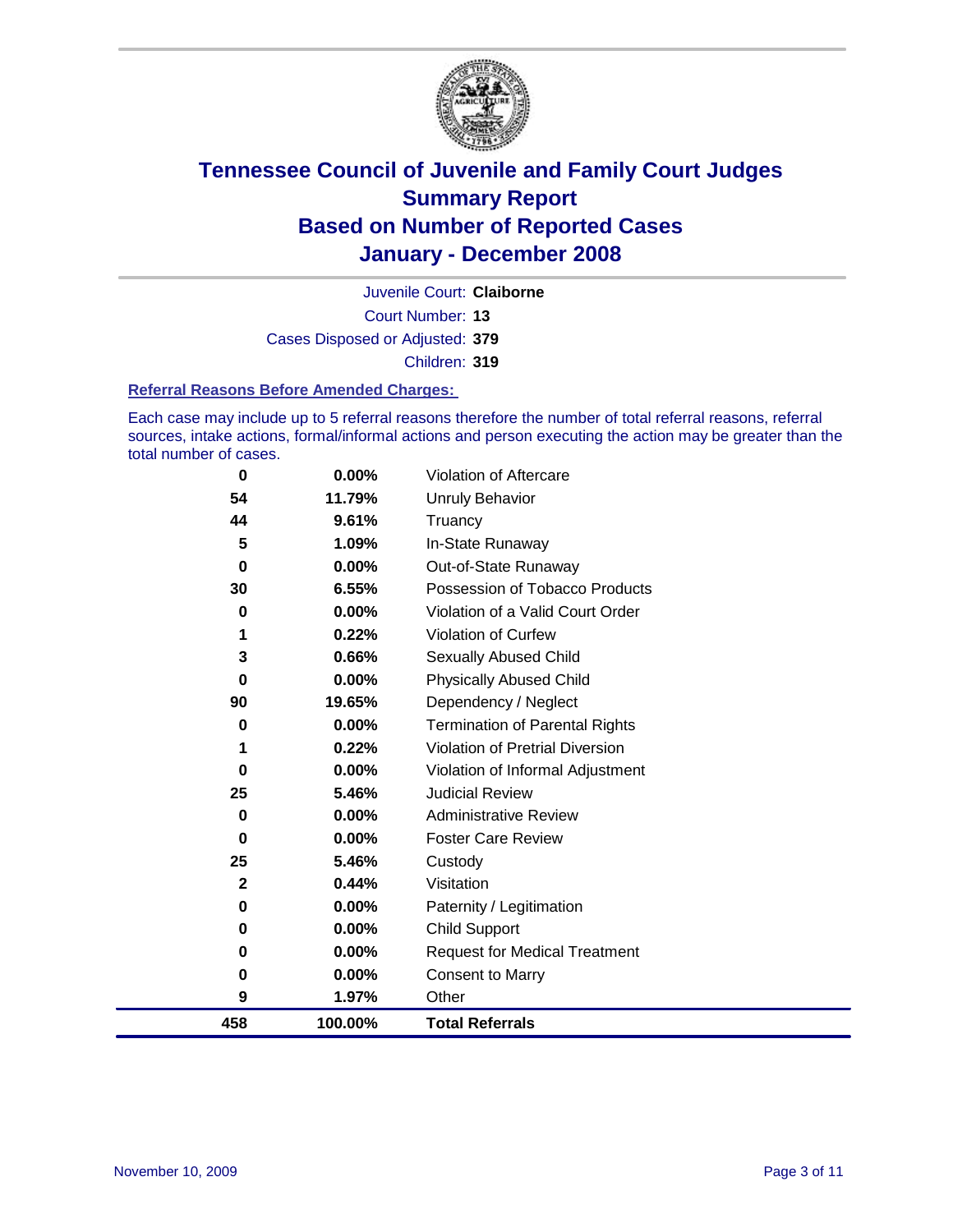# Tennessee Council of Juvenile and Family Court Judges
# Summary Report
# Based on Number of Reported Cases
# January - December 2008

Juvenile Court: **Claiborne**

Court Number: **13**

Cases Disposed or Adjusted: **379**

Children: **319**

### Referral Reasons Before Amended Charges:

Each case may include up to 5 referral reasons therefore the number of total referral reasons, referral sources, intake actions, formal/informal actions and person executing the action may be greater than the total number of cases.

| Count | Percent | Reason |
|---|---|---|
| 0 | 0.00% | Violation of Aftercare |
| 54 | 11.79% | Unruly Behavior |
| 44 | 9.61% | Truancy |
| 5 | 1.09% | In-State Runaway |
| 0 | 0.00% | Out-of-State Runaway |
| 30 | 6.55% | Possession of Tobacco Products |
| 0 | 0.00% | Violation of a Valid Court Order |
| 1 | 0.22% | Violation of Curfew |
| 3 | 0.66% | Sexually Abused Child |
| 0 | 0.00% | Physically Abused Child |
| 90 | 19.65% | Dependency / Neglect |
| 0 | 0.00% | Termination of Parental Rights |
| 1 | 0.22% | Violation of Pretrial Diversion |
| 0 | 0.00% | Violation of Informal Adjustment |
| 25 | 5.46% | Judicial Review |
| 0 | 0.00% | Administrative Review |
| 0 | 0.00% | Foster Care Review |
| 25 | 5.46% | Custody |
| 2 | 0.44% | Visitation |
| 0 | 0.00% | Paternity / Legitimation |
| 0 | 0.00% | Child Support |
| 0 | 0.00% | Request for Medical Treatment |
| 0 | 0.00% | Consent to Marry |
| 9 | 1.97% | Other |
| **458** | **100.00%** | **Total Referrals** |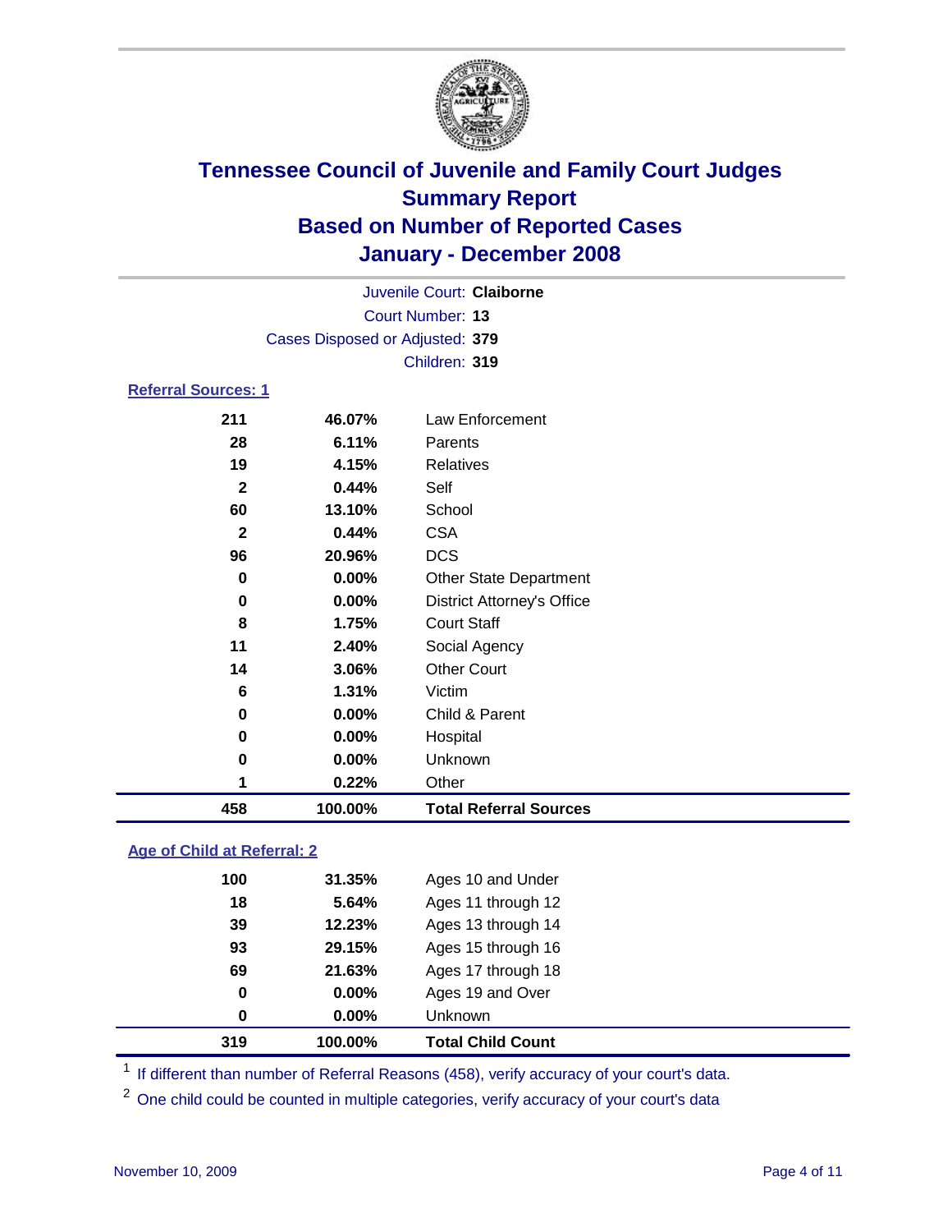# Tennessee Council of Juvenile and Family Court Judges
## Summary Report
## Based on Number of Reported Cases
## January - December 2008

Juvenile Court: **Claiborne**
Court Number: **13**
Cases Disposed or Adjusted: **379**
Children: **319**

### Referral Sources: 1

| | | |
|---|---|---|
| 211 | 46.07% | Law Enforcement |
| 28 | 6.11% | Parents |
| 19 | 4.15% | Relatives |
| 2 | 0.44% | Self |
| 60 | 13.10% | School |
| 2 | 0.44% | CSA |
| 96 | 20.96% | DCS |
| 0 | 0.00% | Other State Department |
| 0 | 0.00% | District Attorney's Office |
| 8 | 1.75% | Court Staff |
| 11 | 2.40% | Social Agency |
| 14 | 3.06% | Other Court |
| 6 | 1.31% | Victim |
| 0 | 0.00% | Child & Parent |
| 0 | 0.00% | Hospital |
| 0 | 0.00% | Unknown |
| 1 | 0.22% | Other |
| **458** | **100.00%** | **Total Referral Sources** |

### Age of Child at Referral: 2

| | | |
|---|---|---|
| 100 | 31.35% | Ages 10 and Under |
| 18 | 5.64% | Ages 11 through 12 |
| 39 | 12.23% | Ages 13 through 14 |
| 93 | 29.15% | Ages 15 through 16 |
| 69 | 21.63% | Ages 17 through 18 |
| 0 | 0.00% | Ages 19 and Over |
| 0 | 0.00% | Unknown |
| **319** | **100.00%** | **Total Child Count** |

[1] If different than number of Referral Reasons (458), verify accuracy of your court's data.

[2] One child could be counted in multiple categories, verify accuracy of your court's data

November 10, 2009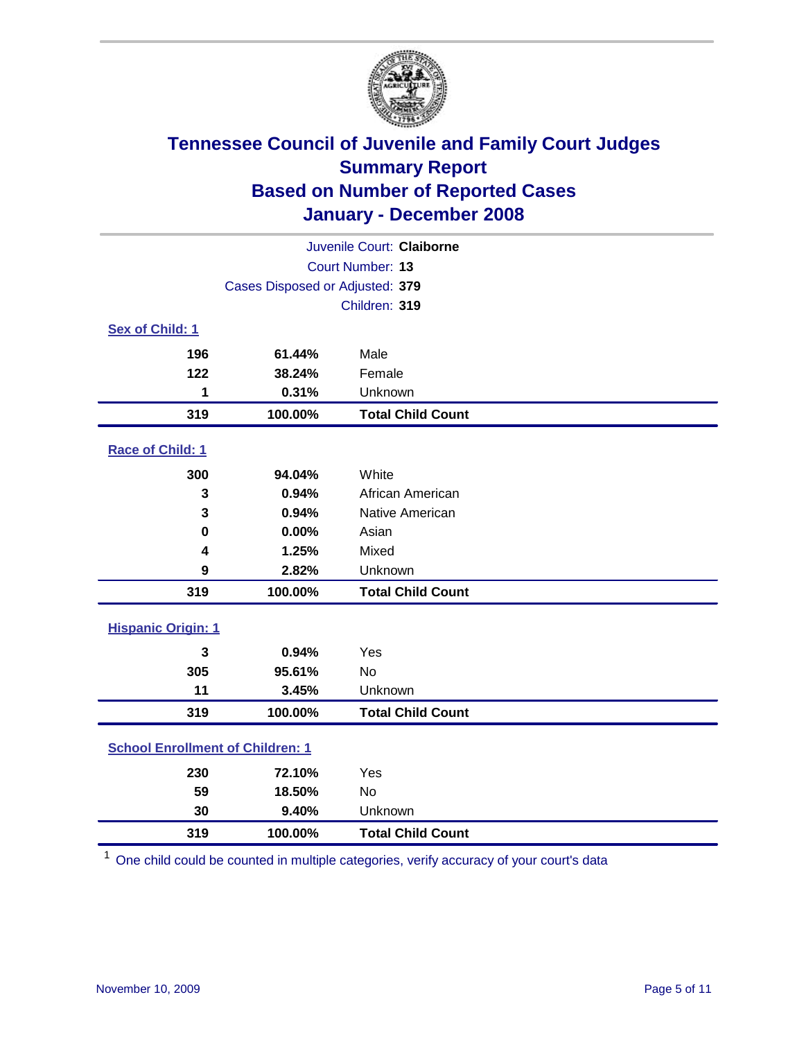# Tennessee Council of Juvenile and Family Court Judges
## Summary Report
## Based on Number of Reported Cases
## January - December 2008

Juvenile Court: **Claiborne**
Court Number: **13**
Cases Disposed or Adjusted: **379**
Children: **319**

### Sex of Child: 1

| Count | Percent | Category |
|---|---|---|
| 196 | 61.44% | Male |
| 122 | 38.24% | Female |
| 1 | 0.31% | Unknown |
| **319** | **100.00%** | **Total Child Count** |

### Race of Child: 1

| Count | Percent | Category |
|---|---|---|
| 300 | 94.04% | White |
| 3 | 0.94% | African American |
| 3 | 0.94% | Native American |
| 0 | 0.00% | Asian |
| 4 | 1.25% | Mixed |
| 9 | 2.82% | Unknown |
| **319** | **100.00%** | **Total Child Count** |

### Hispanic Origin: 1

| Count | Percent | Category |
|---|---|---|
| 3 | 0.94% | Yes |
| 305 | 95.61% | No |
| 11 | 3.45% | Unknown |
| **319** | **100.00%** | **Total Child Count** |

### School Enrollment of Children: 1

| Count | Percent | Category |
|---|---|---|
| 230 | 72.10% | Yes |
| 59 | 18.50% | No |
| 30 | 9.40% | Unknown |
| **319** | **100.00%** | **Total Child Count** |

[1] One child could be counted in multiple categories, verify accuracy of your court's data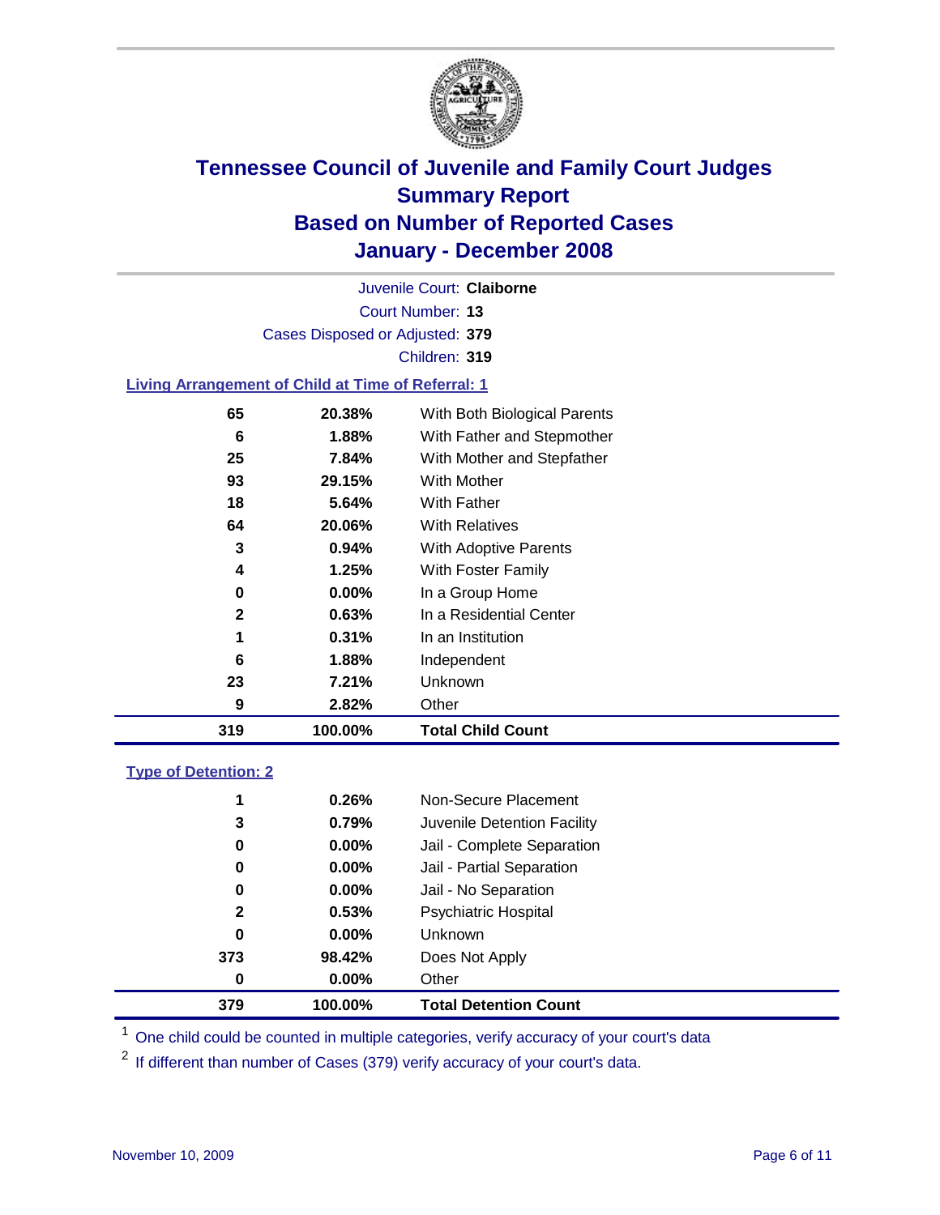# Tennessee Council of Juvenile and Family Court Judges
## Summary Report
## Based on Number of Reported Cases
## January - December 2008

Juvenile Court: **Claiborne**
Court Number: **13**
Cases Disposed or Adjusted: **379**
Children: **319**

### Living Arrangement of Child at Time of Referral: 1

| Count | Percent | Category |
|---|---|---|
| 65 | 20.38% | With Both Biological Parents |
| 6 | 1.88% | With Father and Stepmother |
| 25 | 7.84% | With Mother and Stepfather |
| 93 | 29.15% | With Mother |
| 18 | 5.64% | With Father |
| 64 | 20.06% | With Relatives |
| 3 | 0.94% | With Adoptive Parents |
| 4 | 1.25% | With Foster Family |
| 0 | 0.00% | In a Group Home |
| 2 | 0.63% | In a Residential Center |
| 1 | 0.31% | In an Institution |
| 6 | 1.88% | Independent |
| 23 | 7.21% | Unknown |
| 9 | 2.82% | Other |
| **319** | **100.00%** | **Total Child Count** |

### Type of Detention: 2

| Count | Percent | Category |
|---|---|---|
| 1 | 0.26% | Non-Secure Placement |
| 3 | 0.79% | Juvenile Detention Facility |
| 0 | 0.00% | Jail - Complete Separation |
| 0 | 0.00% | Jail - Partial Separation |
| 0 | 0.00% | Jail - No Separation |
| 2 | 0.53% | Psychiatric Hospital |
| 0 | 0.00% | Unknown |
| 373 | 98.42% | Does Not Apply |
| 0 | 0.00% | Other |
| **379** | **100.00%** | **Total Detention Count** |

[1] One child could be counted in multiple categories, verify accuracy of your court's data

[2] If different than number of Cases (379) verify accuracy of your court's data.

November 10, 2009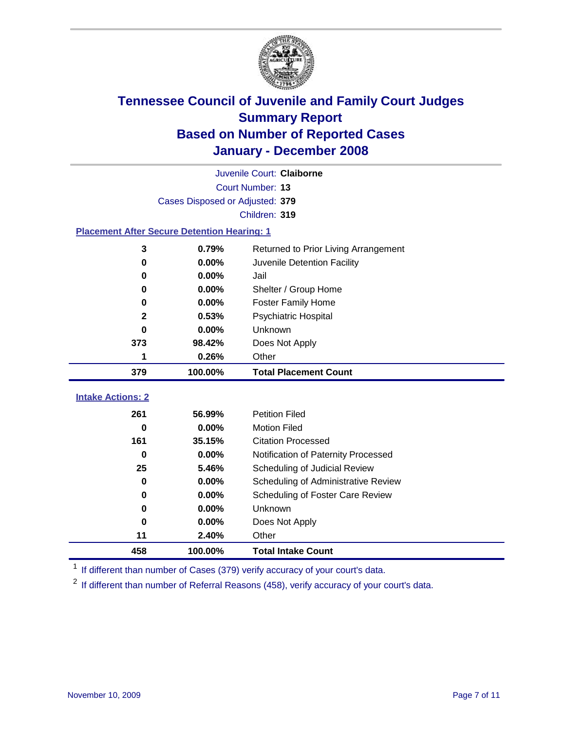# Tennessee Council of Juvenile and Family Court Judges
## Summary Report
## Based on Number of Reported Cases
## January - December 2008

Juvenile Court: **Claiborne**

Court Number: **13**

Cases Disposed or Adjusted: **379**

Children: **319**

### Placement After Secure Detention Hearing: 1

| Count | Percent | Placement |
|---|---|---|
| 3 | 0.79% | Returned to Prior Living Arrangement |
| 0 | 0.00% | Juvenile Detention Facility |
| 0 | 0.00% | Jail |
| 0 | 0.00% | Shelter / Group Home |
| 0 | 0.00% | Foster Family Home |
| 2 | 0.53% | Psychiatric Hospital |
| 0 | 0.00% | Unknown |
| 373 | 98.42% | Does Not Apply |
| 1 | 0.26% | Other |
| **379** | **100.00%** | **Total Placement Count** |

### Intake Actions: 2

| Count | Percent | Intake Action |
|---|---|---|
| 261 | 56.99% | Petition Filed |
| 0 | 0.00% | Motion Filed |
| 161 | 35.15% | Citation Processed |
| 0 | 0.00% | Notification of Paternity Processed |
| 25 | 5.46% | Scheduling of Judicial Review |
| 0 | 0.00% | Scheduling of Administrative Review |
| 0 | 0.00% | Scheduling of Foster Care Review |
| 0 | 0.00% | Unknown |
| 0 | 0.00% | Does Not Apply |
| 11 | 2.40% | Other |
| **458** | **100.00%** | **Total Intake Count** |

[1] If different than number of Cases (379) verify accuracy of your court's data.

[2] If different than number of Referral Reasons (458), verify accuracy of your court's data.

November 10, 2009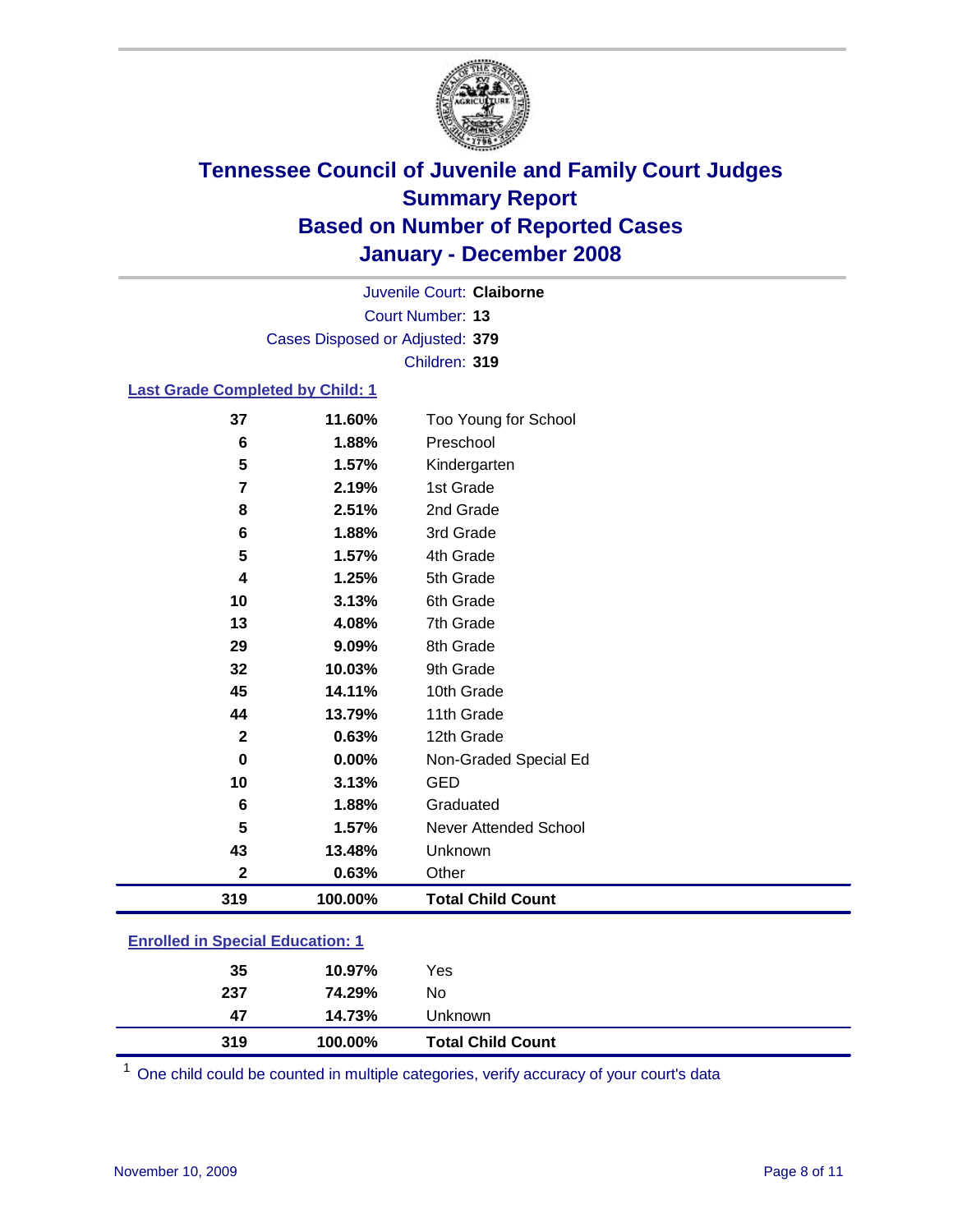# Tennessee Council of Juvenile and Family Court Judges
## Summary Report
## Based on Number of Reported Cases
## January - December 2008

Juvenile Court: **Claiborne**
Court Number: **13**
Cases Disposed or Adjusted: **379**
Children: **319**

### Last Grade Completed by Child: 1

| Count | Percent | Category |
|---|---|---|
| 37 | 11.60% | Too Young for School |
| 6 | 1.88% | Preschool |
| 5 | 1.57% | Kindergarten |
| 7 | 2.19% | 1st Grade |
| 8 | 2.51% | 2nd Grade |
| 6 | 1.88% | 3rd Grade |
| 5 | 1.57% | 4th Grade |
| 4 | 1.25% | 5th Grade |
| 10 | 3.13% | 6th Grade |
| 13 | 4.08% | 7th Grade |
| 29 | 9.09% | 8th Grade |
| 32 | 10.03% | 9th Grade |
| 45 | 14.11% | 10th Grade |
| 44 | 13.79% | 11th Grade |
| 2 | 0.63% | 12th Grade |
| 0 | 0.00% | Non-Graded Special Ed |
| 10 | 3.13% | GED |
| 6 | 1.88% | Graduated |
| 5 | 1.57% | Never Attended School |
| 43 | 13.48% | Unknown |
| 2 | 0.63% | Other |
| **319** | **100.00%** | **Total Child Count** |

### Enrolled in Special Education: 1

| Count | Percent | Category |
|---|---|---|
| 35 | 10.97% | Yes |
| 237 | 74.29% | No |
| 47 | 14.73% | Unknown |
| **319** | **100.00%** | **Total Child Count** |

[1] One child could be counted in multiple categories, verify accuracy of your court's data

November 10, 2009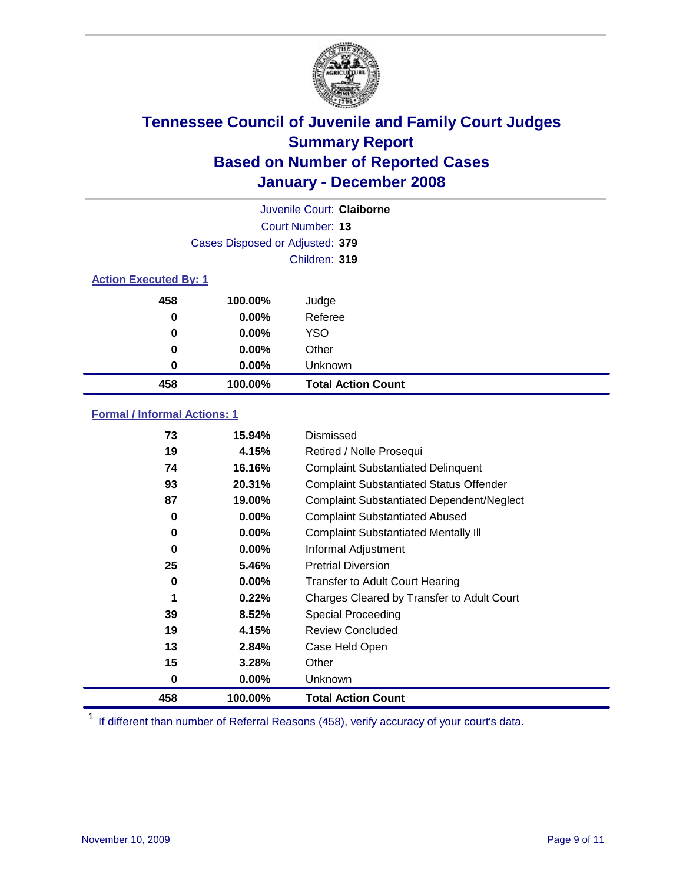# Tennessee Council of Juvenile and Family Court Judges
## Summary Report
## Based on Number of Reported Cases
## January - December 2008

Juvenile Court: **Claiborne**
Court Number: **13**
Cases Disposed or Adjusted: **379**
Children: **319**

### Action Executed By: 1

| | | |
|---|---|---|
| 458 | 100.00% | Judge |
| 0 | 0.00% | Referee |
| 0 | 0.00% | YSO |
| 0 | 0.00% | Other |
| 0 | 0.00% | Unknown |
| **458** | **100.00%** | **Total Action Count** |

### Formal / Informal Actions: 1

| | | |
|---|---|---|
| 73 | 15.94% | Dismissed |
| 19 | 4.15% | Retired / Nolle Prosequi |
| 74 | 16.16% | Complaint Substantiated Delinquent |
| 93 | 20.31% | Complaint Substantiated Status Offender |
| 87 | 19.00% | Complaint Substantiated Dependent/Neglect |
| 0 | 0.00% | Complaint Substantiated Abused |
| 0 | 0.00% | Complaint Substantiated Mentally Ill |
| 0 | 0.00% | Informal Adjustment |
| 25 | 5.46% | Pretrial Diversion |
| 0 | 0.00% | Transfer to Adult Court Hearing |
| 1 | 0.22% | Charges Cleared by Transfer to Adult Court |
| 39 | 8.52% | Special Proceeding |
| 19 | 4.15% | Review Concluded |
| 13 | 2.84% | Case Held Open |
| 15 | 3.28% | Other |
| 0 | 0.00% | Unknown |
| **458** | **100.00%** | **Total Action Count** |

[1] If different than number of Referral Reasons (458), verify accuracy of your court's data.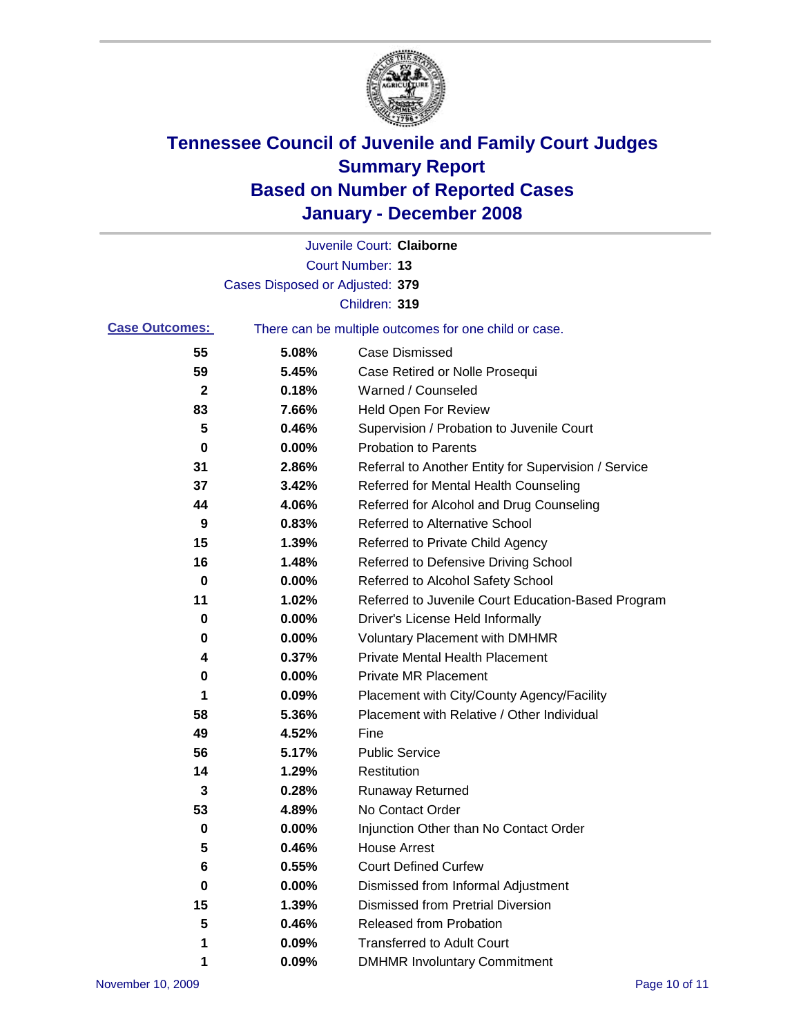# Tennessee Council of Juvenile and Family Court Judges
## Summary Report
## Based on Number of Reported Cases
## January - December 2008

Juvenile Court: **Claiborne**

Court Number: **13**

Cases Disposed or Adjusted: **379**

Children: **319**

**Case Outcomes:** There can be multiple outcomes for one child or case.

| Count | Percent | Outcome |
|---|---|---|
| 55 | 5.08% | Case Dismissed |
| 59 | 5.45% | Case Retired or Nolle Prosequi |
| 2 | 0.18% | Warned / Counseled |
| 83 | 7.66% | Held Open For Review |
| 5 | 0.46% | Supervision / Probation to Juvenile Court |
| 0 | 0.00% | Probation to Parents |
| 31 | 2.86% | Referral to Another Entity for Supervision / Service |
| 37 | 3.42% | Referred for Mental Health Counseling |
| 44 | 4.06% | Referred for Alcohol and Drug Counseling |
| 9 | 0.83% | Referred to Alternative School |
| 15 | 1.39% | Referred to Private Child Agency |
| 16 | 1.48% | Referred to Defensive Driving School |
| 0 | 0.00% | Referred to Alcohol Safety School |
| 11 | 1.02% | Referred to Juvenile Court Education-Based Program |
| 0 | 0.00% | Driver's License Held Informally |
| 0 | 0.00% | Voluntary Placement with DMHMR |
| 4 | 0.37% | Private Mental Health Placement |
| 0 | 0.00% | Private MR Placement |
| 1 | 0.09% | Placement with City/County Agency/Facility |
| 58 | 5.36% | Placement with Relative / Other Individual |
| 49 | 4.52% | Fine |
| 56 | 5.17% | Public Service |
| 14 | 1.29% | Restitution |
| 3 | 0.28% | Runaway Returned |
| 53 | 4.89% | No Contact Order |
| 0 | 0.00% | Injunction Other than No Contact Order |
| 5 | 0.46% | House Arrest |
| 6 | 0.55% | Court Defined Curfew |
| 0 | 0.00% | Dismissed from Informal Adjustment |
| 15 | 1.39% | Dismissed from Pretrial Diversion |
| 5 | 0.46% | Released from Probation |
| 1 | 0.09% | Transferred to Adult Court |
| 1 | 0.09% | DMHMR Involuntary Commitment |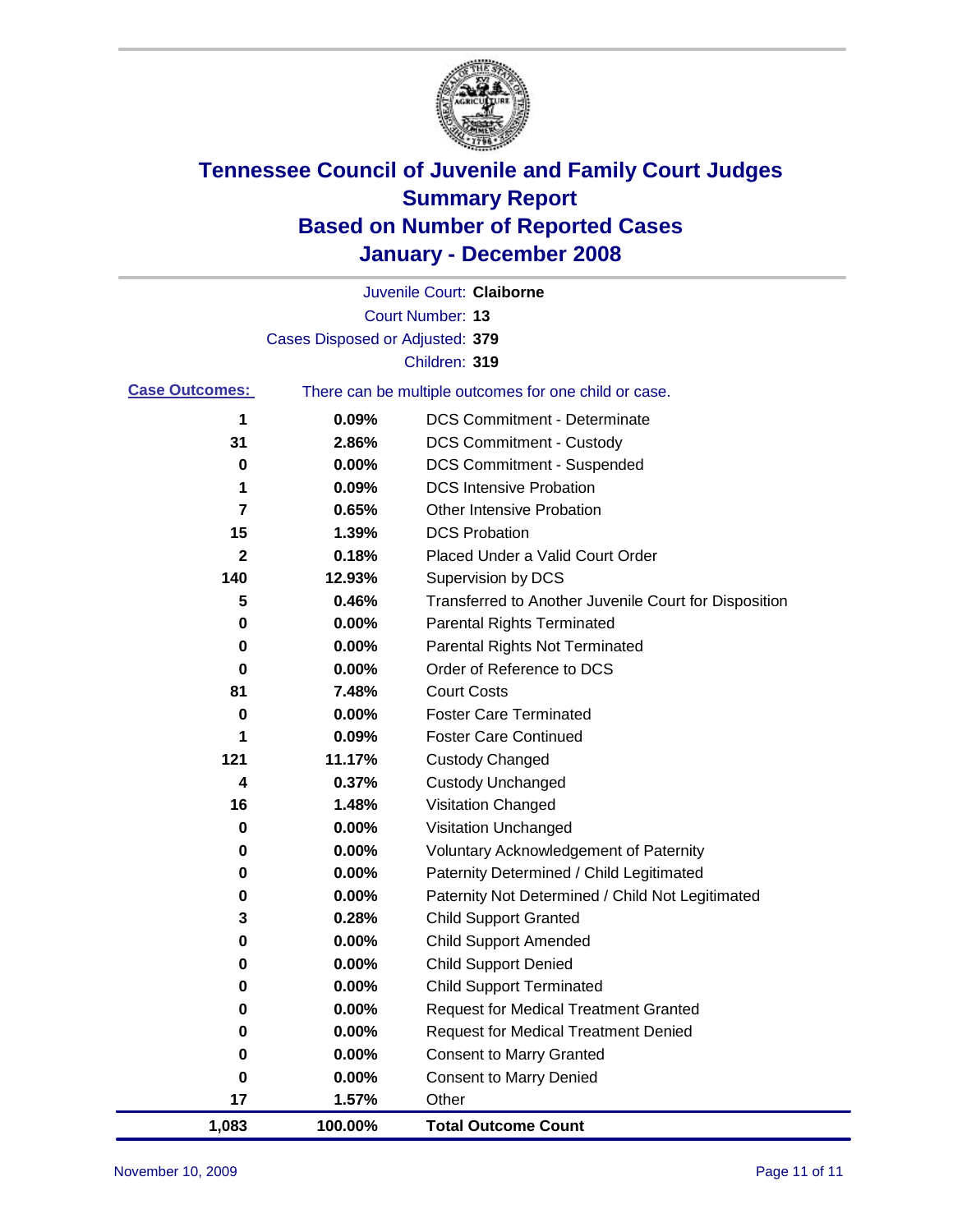# Tennessee Council of Juvenile and Family Court Judges
## Summary Report
## Based on Number of Reported Cases
## January - December 2008

Juvenile Court: **Claiborne**

Court Number: **13**

Cases Disposed or Adjusted: **379**

Children: **319**

**Case Outcomes:** There can be multiple outcomes for one child or case.

| | | |
|---|---|---|
| 1 | 0.09% | DCS Commitment - Determinate |
| 31 | 2.86% | DCS Commitment - Custody |
| 0 | 0.00% | DCS Commitment - Suspended |
| 1 | 0.09% | DCS Intensive Probation |
| 7 | 0.65% | Other Intensive Probation |
| 15 | 1.39% | DCS Probation |
| 2 | 0.18% | Placed Under a Valid Court Order |
| 140 | 12.93% | Supervision by DCS |
| 5 | 0.46% | Transferred to Another Juvenile Court for Disposition |
| 0 | 0.00% | Parental Rights Terminated |
| 0 | 0.00% | Parental Rights Not Terminated |
| 0 | 0.00% | Order of Reference to DCS |
| 81 | 7.48% | Court Costs |
| 0 | 0.00% | Foster Care Terminated |
| 1 | 0.09% | Foster Care Continued |
| 121 | 11.17% | Custody Changed |
| 4 | 0.37% | Custody Unchanged |
| 16 | 1.48% | Visitation Changed |
| 0 | 0.00% | Visitation Unchanged |
| 0 | 0.00% | Voluntary Acknowledgement of Paternity |
| 0 | 0.00% | Paternity Determined / Child Legitimated |
| 0 | 0.00% | Paternity Not Determined / Child Not Legitimated |
| 3 | 0.28% | Child Support Granted |
| 0 | 0.00% | Child Support Amended |
| 0 | 0.00% | Child Support Denied |
| 0 | 0.00% | Child Support Terminated |
| 0 | 0.00% | Request for Medical Treatment Granted |
| 0 | 0.00% | Request for Medical Treatment Denied |
| 0 | 0.00% | Consent to Marry Granted |
| 0 | 0.00% | Consent to Marry Denied |
| 17 | 1.57% | Other |
| **1,083** | **100.00%** | **Total Outcome Count** |